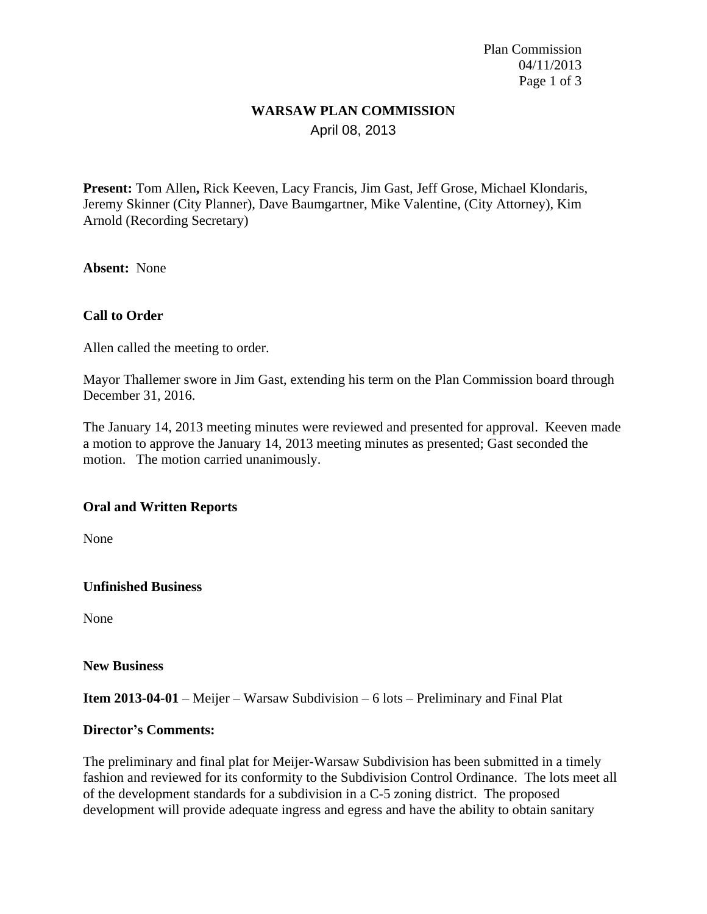# WARSAW PLAN COMMISSION

April 08, 2013

**Present:** Tom Allen**,** Rick Keeven, Lacy Francis, Jim Gast, Jeff Grose, Michael Klondaris, Jeremy Skinner (City Planner), Dave Baumgartner, Mike Valentine, (City Attorney), Kim Arnold (Recording Secretary)

**Absent:** None

**Call to Order**

Allen called the meeting to order.

Mayor Thallemer swore in Jim Gast, extending his term on the Plan Commission board through December 31, 2016.

The January 14, 2013 meeting minutes were reviewed and presented for approval. Keeven made a motion to approve the January 14, 2013 meeting minutes as presented; Gast seconded the motion. The motion carried unanimously.

**Oral and Written Reports**

None

**Unfinished Business**

None

**New Business**

**Item 2013-04-01** – Meijer – Warsaw Subdivision – 6 lots – Preliminary and Final Plat

**Director's Comments:**

The preliminary and final plat for Meijer-Warsaw Subdivision has been submitted in a timely fashion and reviewed for its conformity to the Subdivision Control Ordinance. The lots meet all of the development standards for a subdivision in a C-5 zoning district. The proposed development will provide adequate ingress and egress and have the ability to obtain sanitary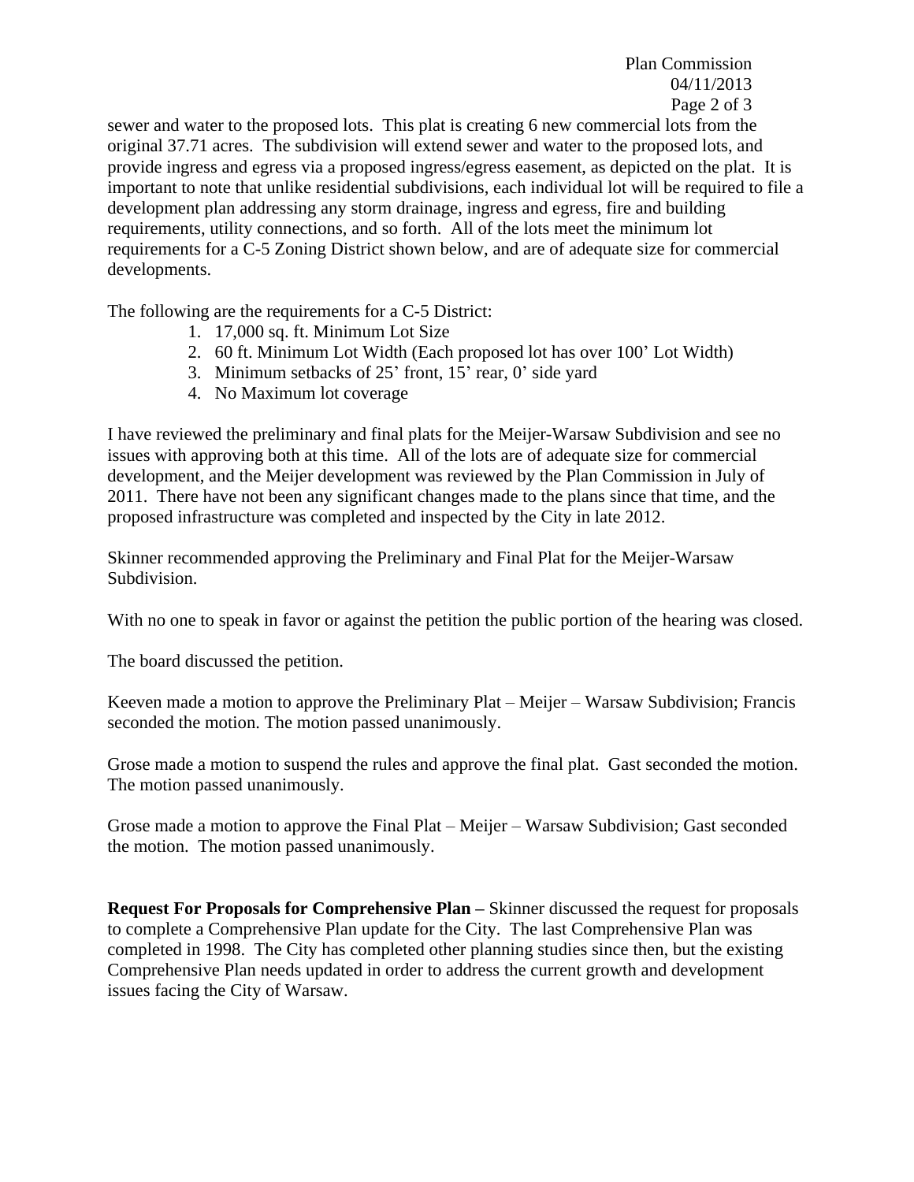sewer and water to the proposed lots. This plat is creating 6 new commercial lots from the original 37.71 acres. The subdivision will extend sewer and water to the proposed lots, and provide ingress and egress via a proposed ingress/egress easement, as depicted on the plat. It is important to note that unlike residential subdivisions, each individual lot will be required to file a development plan addressing any storm drainage, ingress and egress, fire and building requirements, utility connections, and so forth. All of the lots meet the minimum lot requirements for a C-5 Zoning District shown below, and are of adequate size for commercial developments.

The following are the requirements for a C-5 District:

1. 17,000 sq. ft. Minimum Lot Size
2. 60 ft. Minimum Lot Width (Each proposed lot has over 100' Lot Width)
3. Minimum setbacks of 25' front, 15' rear, 0' side yard
4. No Maximum lot coverage

I have reviewed the preliminary and final plats for the Meijer-Warsaw Subdivision and see no issues with approving both at this time. All of the lots are of adequate size for commercial development, and the Meijer development was reviewed by the Plan Commission in July of 2011. There have not been any significant changes made to the plans since that time, and the proposed infrastructure was completed and inspected by the City in late 2012.

Skinner recommended approving the Preliminary and Final Plat for the Meijer-Warsaw Subdivision.

With no one to speak in favor or against the petition the public portion of the hearing was closed.

The board discussed the petition.

Keeven made a motion to approve the Preliminary Plat – Meijer – Warsaw Subdivision; Francis seconded the motion. The motion passed unanimously.

Grose made a motion to suspend the rules and approve the final plat. Gast seconded the motion. The motion passed unanimously.

Grose made a motion to approve the Final Plat – Meijer – Warsaw Subdivision; Gast seconded the motion. The motion passed unanimously.

**Request For Proposals for Comprehensive Plan –** Skinner discussed the request for proposals to complete a Comprehensive Plan update for the City. The last Comprehensive Plan was completed in 1998. The City has completed other planning studies since then, but the existing Comprehensive Plan needs updated in order to address the current growth and development issues facing the City of Warsaw.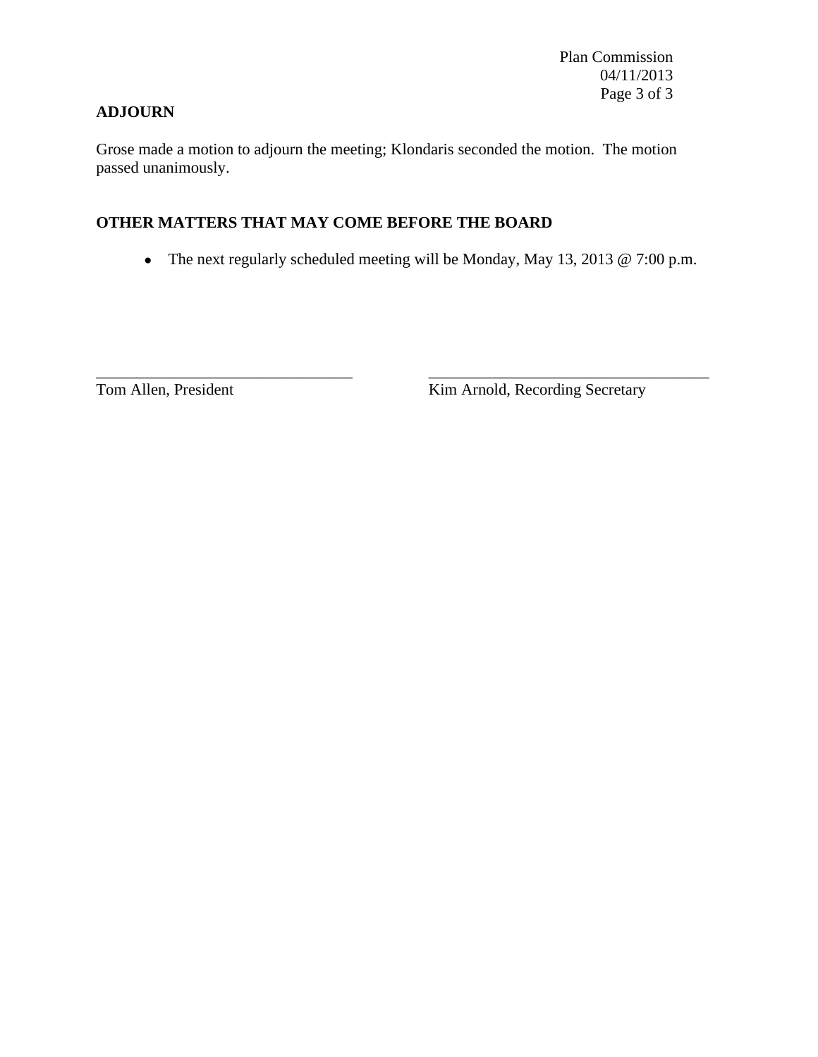## ADJOURN

Grose made a motion to adjourn the meeting; Klondaris seconded the motion. The motion passed unanimously.

## OTHER MATTERS THAT MAY COME BEFORE THE BOARD

- The next regularly scheduled meeting will be Monday, May 13, 2013 @ 7:00 p.m.

_______________________________ Tom Allen, President

_______________________________ Kim Arnold, Recording Secretary